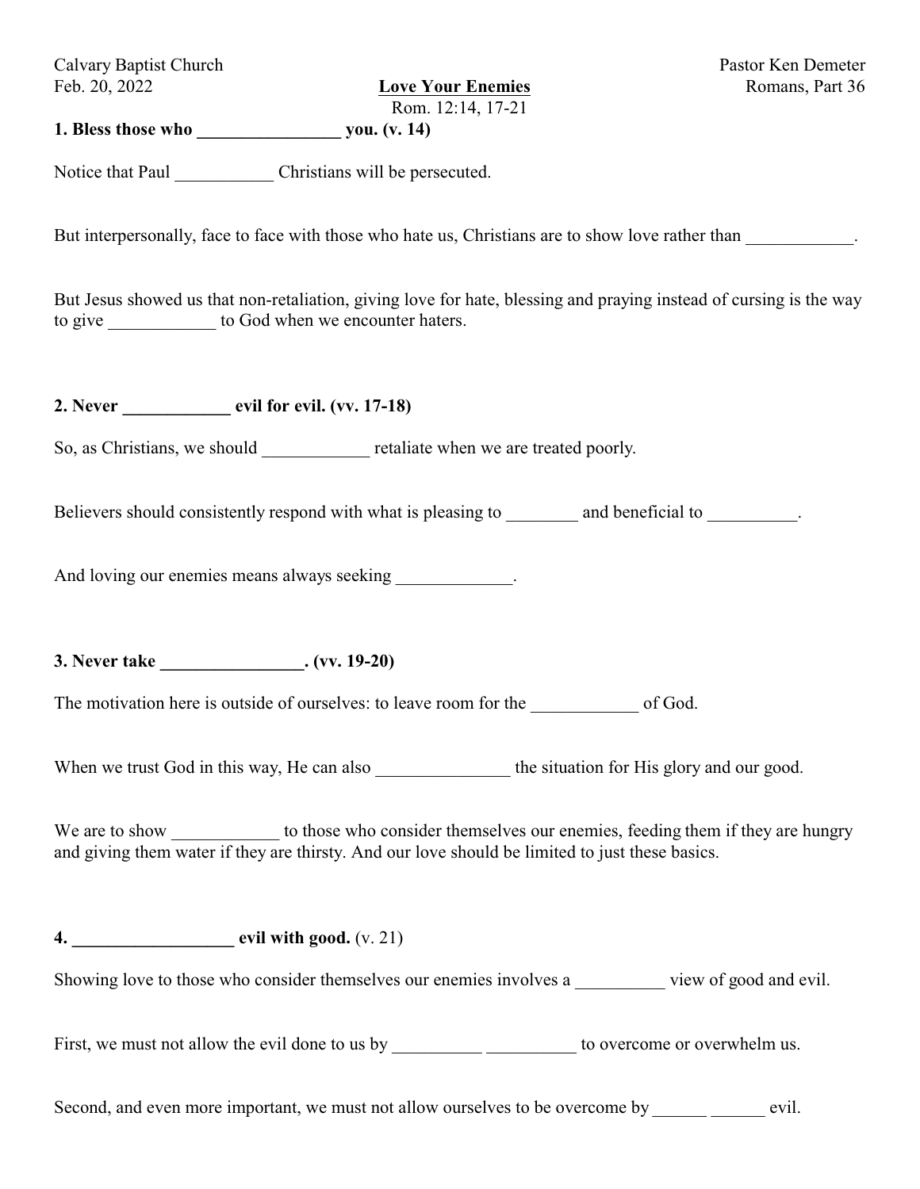Calvary Baptist Church | Pastor Ken Demeter
Feb. 20, 2022 | Romans, Part 36

# Love Your Enemies

Rom. 12:14, 17-21

**1. Bless those who ________________ you. (v. 14)**

Notice that Paul ___________ Christians will be persecuted.

But interpersonally, face to face with those who hate us, Christians are to show love rather than ____________.

But Jesus showed us that non-retaliation, giving love for hate, blessing and praying instead of cursing is the way to give ____________ to God when we encounter haters.

**2. Never ____________ evil for evil. (vv. 17-18)**

So, as Christians, we should ____________ retaliate when we are treated poorly.

Believers should consistently respond with what is pleasing to ________ and beneficial to __________.

And loving our enemies means always seeking _____________.

**3. Never take ________________. (vv. 19-20)**

The motivation here is outside of ourselves: to leave room for the ____________ of God.

When we trust God in this way, He can also _______________ the situation for His glory and our good.

We are to show ____________ to those who consider themselves our enemies, feeding them if they are hungry and giving them water if they are thirsty. And our love should be limited to just these basics.

**4. __________________ evil with good.** (v. 21)

Showing love to those who consider themselves our enemies involves a __________ view of good and evil.

First, we must not allow the evil done to us by __________ __________ to overcome or overwhelm us.

Second, and even more important, we must not allow ourselves to be overcome by ______ ______ evil.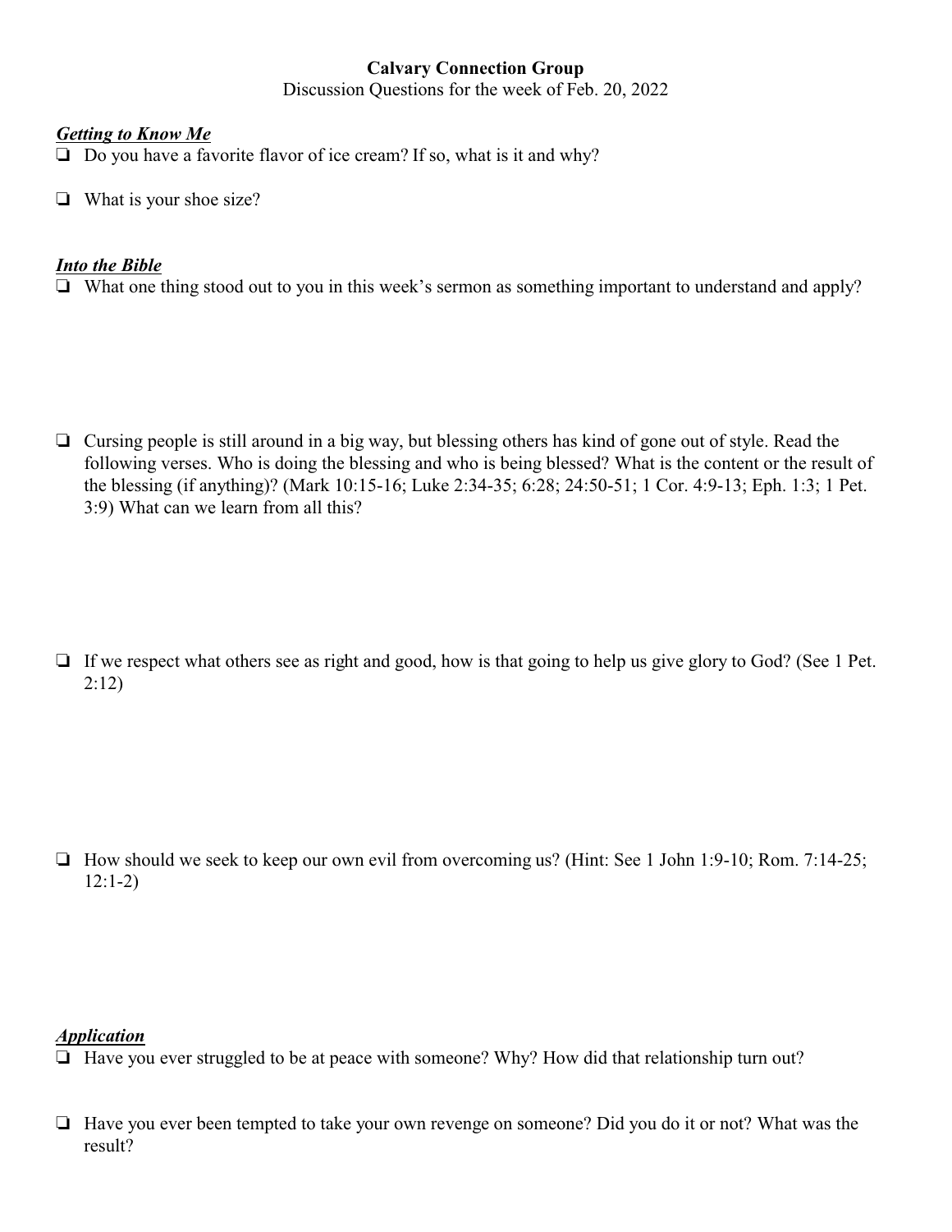**Calvary Connection Group**

Discussion Questions for the week of Feb. 20, 2022

***Getting to Know Me***

- ❑ Do you have a favorite flavor of ice cream? If so, what is it and why?
- ❑ What is your shoe size?

***Into the Bible***

- ❑ What one thing stood out to you in this week's sermon as something important to understand and apply?
- ❑ Cursing people is still around in a big way, but blessing others has kind of gone out of style. Read the following verses. Who is doing the blessing and who is being blessed? What is the content or the result of the blessing (if anything)? (Mark 10:15-16; Luke 2:34-35; 6:28; 24:50-51; 1 Cor. 4:9-13; Eph. 1:3; 1 Pet. 3:9) What can we learn from all this?
- ❑ If we respect what others see as right and good, how is that going to help us give glory to God? (See 1 Pet. 2:12)
- ❑ How should we seek to keep our own evil from overcoming us? (Hint: See 1 John 1:9-10; Rom. 7:14-25; 12:1-2)

***Application***

- ❑ Have you ever struggled to be at peace with someone? Why? How did that relationship turn out?
- ❑ Have you ever been tempted to take your own revenge on someone? Did you do it or not? What was the result?